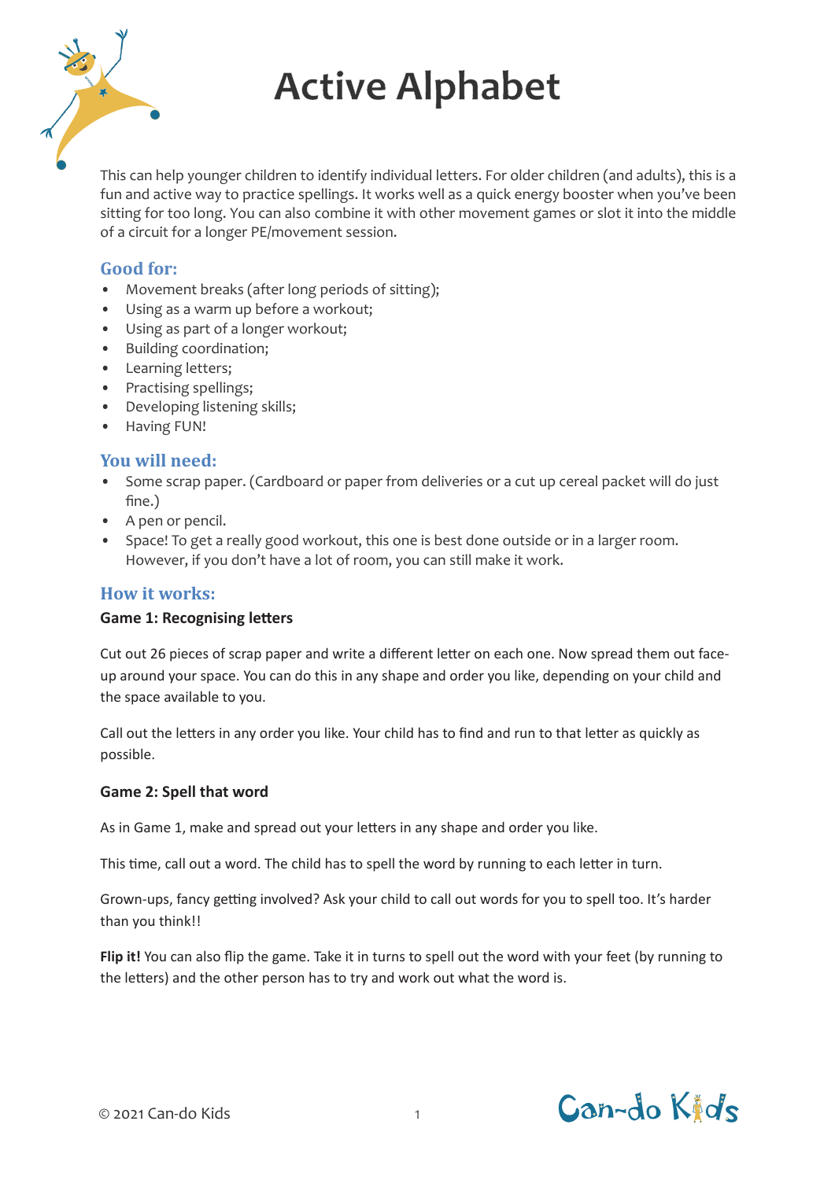# Active Alphabet

This can help younger children to identify individual letters. For older children (and adults), this is a fun and active way to practice spellings. It works well as a quick energy booster when you've been sitting for too long. You can also combine it with other movement games or slot it into the middle of a circuit for a longer PE/movement session.

## Good for:

- Movement breaks (after long periods of sitting);
- Using as a warm up before a workout;
- Using as part of a longer workout;
- Building coordination;
- Learning letters;
- Practising spellings;
- Developing listening skills;
- Having FUN!

## You will need:

- Some scrap paper. (Cardboard or paper from deliveries or a cut up cereal packet will do just fine.)
- A pen or pencil.
- Space! To get a really good workout, this one is best done outside or in a larger room. However, if you don't have a lot of room, you can still make it work.

## How it works:

### Game 1: Recognising letters

Cut out 26 pieces of scrap paper and write a different letter on each one. Now spread them out face-up around your space. You can do this in any shape and order you like, depending on your child and the space available to you.

Call out the letters in any order you like. Your child has to find and run to that letter as quickly as possible.

### Game 2: Spell that word

As in Game 1, make and spread out your letters in any shape and order you like.

This time, call out a word. The child has to spell the word by running to each letter in turn.

Grown-ups, fancy getting involved? Ask your child to call out words for you to spell too. It's harder than you think!!

**Flip it!** You can also flip the game. Take it in turns to spell out the word with your feet (by running to the letters) and the other person has to try and work out what the word is.

© 2021 Can-do Kids

Can-do Kids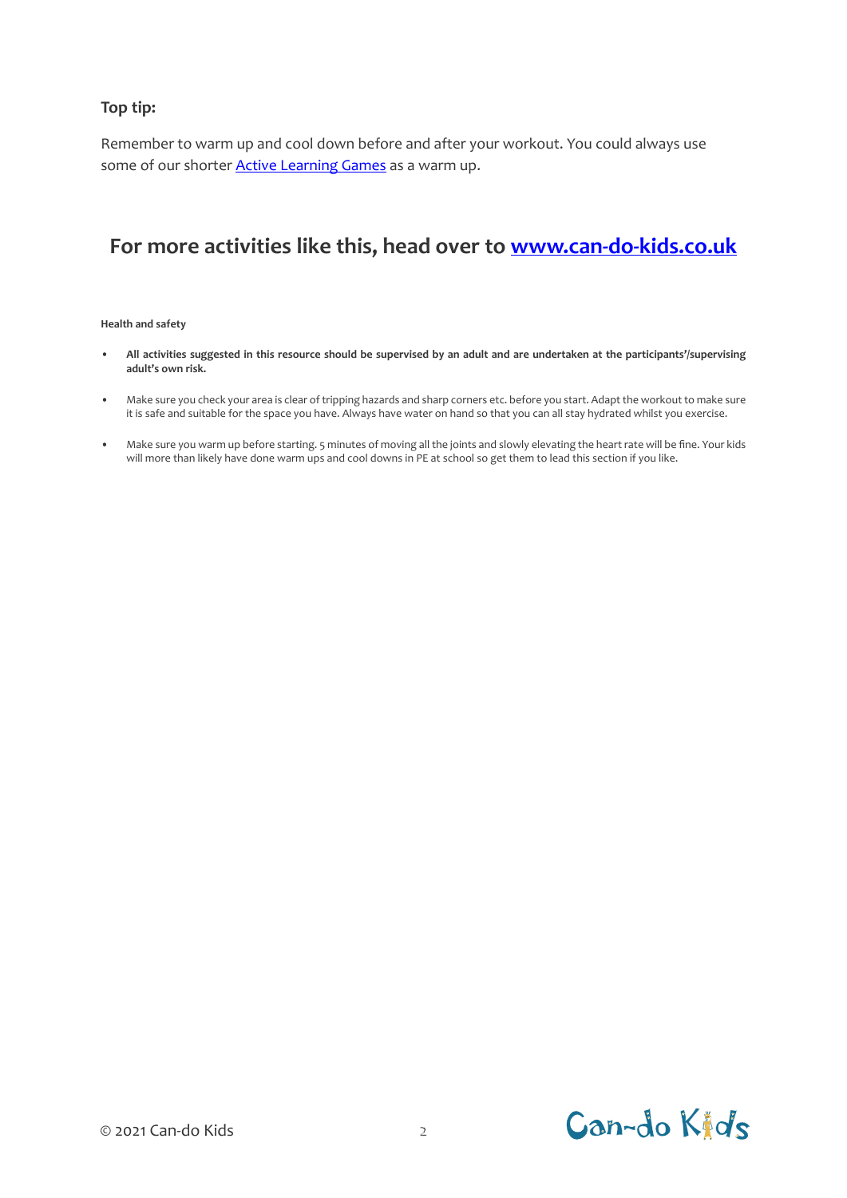**Top tip:**

Remember to warm up and cool down before and after your workout. You could always use some of our shorter [Active Learning Games](#) as a warm up.

## For more activities like this, head over to [www.can-do-kids.co.uk](http://www.can-do-kids.co.uk)

**Health and safety**

- **All activities suggested in this resource should be supervised by an adult and are undertaken at the participants'/supervising adult's own risk.**
- Make sure you check your area is clear of tripping hazards and sharp corners etc. before you start. Adapt the workout to make sure it is safe and suitable for the space you have. Always have water on hand so that you can all stay hydrated whilst you exercise.
- Make sure you warm up before starting. 5 minutes of moving all the joints and slowly elevating the heart rate will be fine. Your kids will more than likely have done warm ups and cool downs in PE at school so get them to lead this section if you like.

© 2021 Can-do Kids